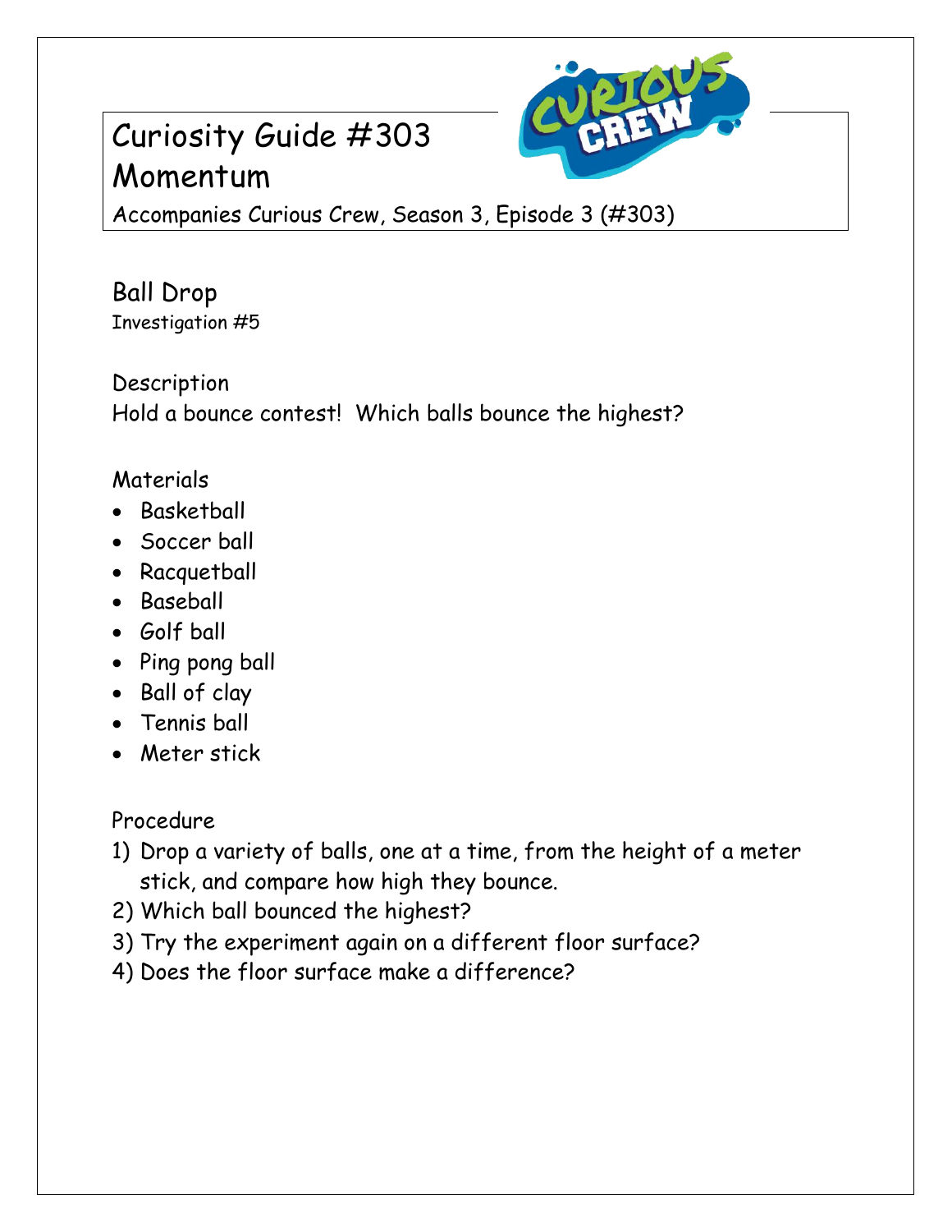# Curiosity Guide #303
# Momentum

Accompanies Curious Crew, Season 3, Episode 3 (#303)

## Ball Drop

Investigation #5

### Description

Hold a bounce contest! Which balls bounce the highest?

### Materials

- Basketball
- Soccer ball
- Racquetball
- Baseball
- Golf ball
- Ping pong ball
- Ball of clay
- Tennis ball
- Meter stick

### Procedure

1) Drop a variety of balls, one at a time, from the height of a meter stick, and compare how high they bounce.
2) Which ball bounced the highest?
3) Try the experiment again on a different floor surface?
4) Does the floor surface make a difference?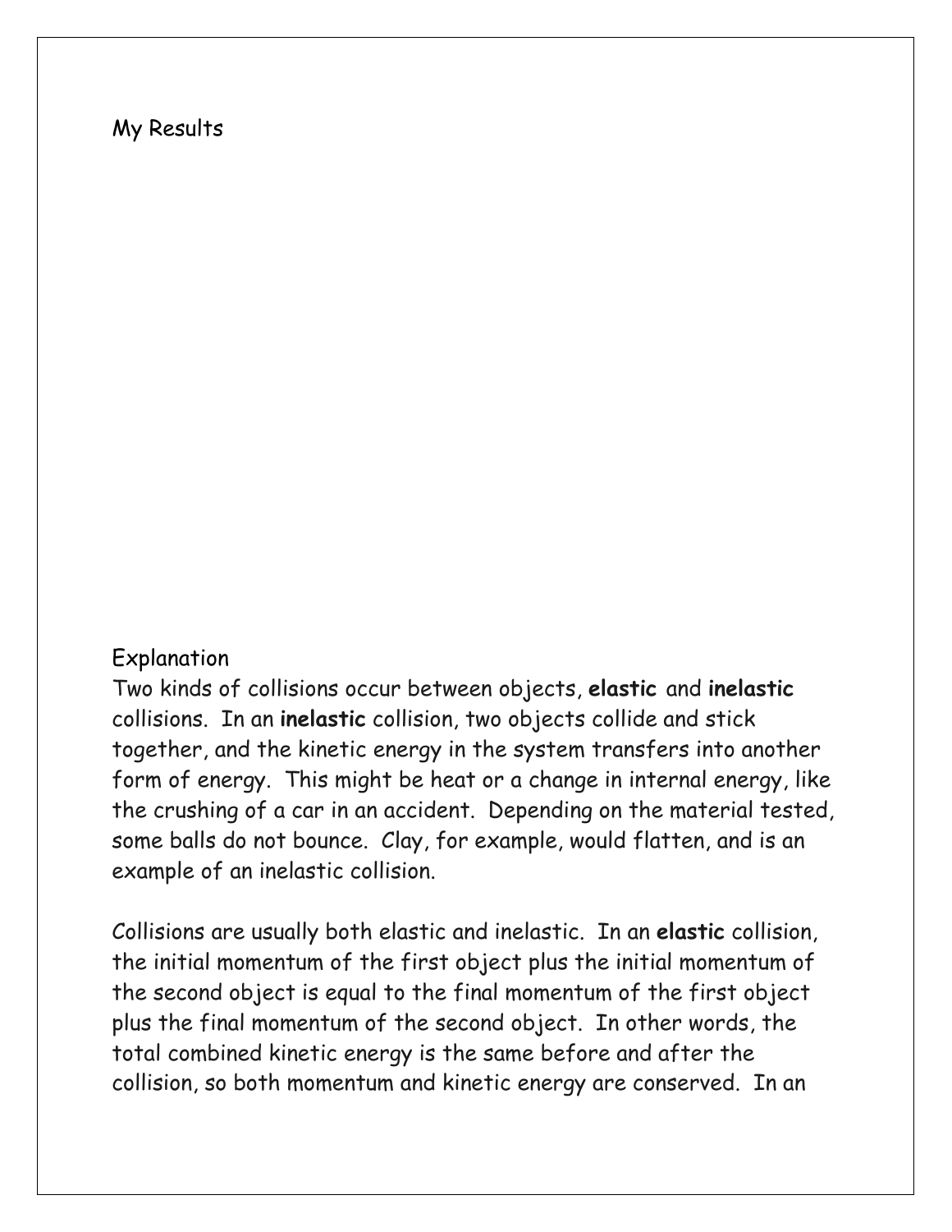## My Results

## Explanation

Two kinds of collisions occur between objects, **elastic** and **inelastic** collisions. In an **inelastic** collision, two objects collide and stick together, and the kinetic energy in the system transfers into another form of energy. This might be heat or a change in internal energy, like the crushing of a car in an accident. Depending on the material tested, some balls do not bounce. Clay, for example, would flatten, and is an example of an inelastic collision.

Collisions are usually both elastic and inelastic. In an **elastic** collision, the initial momentum of the first object plus the initial momentum of the second object is equal to the final momentum of the first object plus the final momentum of the second object. In other words, the total combined kinetic energy is the same before and after the collision, so both momentum and kinetic energy are conserved. In an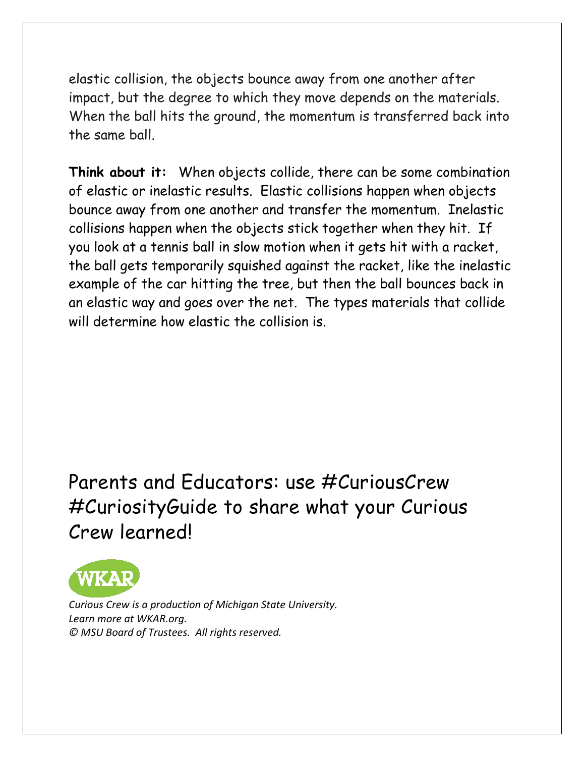elastic collision, the objects bounce away from one another after impact, but the degree to which they move depends on the materials. When the ball hits the ground, the momentum is transferred back into the same ball.

**Think about it:** When objects collide, there can be some combination of elastic or inelastic results. Elastic collisions happen when objects bounce away from one another and transfer the momentum. Inelastic collisions happen when the objects stick together when they hit. If you look at a tennis ball in slow motion when it gets hit with a racket, the ball gets temporarily squished against the racket, like the inelastic example of the car hitting the tree, but then the ball bounces back in an elastic way and goes over the net. The types materials that collide will determine how elastic the collision is.

Parents and Educators: use #CuriousCrew #CuriosityGuide to share what your Curious Crew learned!

WKAR

*Curious Crew is a production of Michigan State University.*
*Learn more at WKAR.org.*
*© MSU Board of Trustees. All rights reserved.*